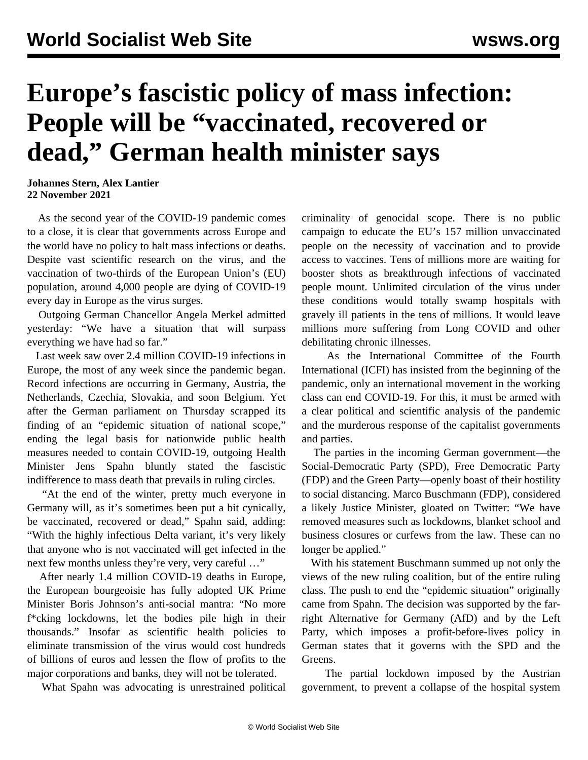# Europe's fascistic policy of mass infection: People will be "vaccinated, recovered or dead," German health minister says

**Johannes Stern, Alex Lantier**
**22 November 2021**

As the second year of the COVID-19 pandemic comes to a close, it is clear that governments across Europe and the world have no policy to halt mass infections or deaths. Despite vast scientific research on the virus, and the vaccination of two-thirds of the European Union's (EU) population, around 4,000 people are dying of COVID-19 every day in Europe as the virus surges.

Outgoing German Chancellor Angela Merkel admitted yesterday: "We have a situation that will surpass everything we have had so far."

Last week saw over 2.4 million COVID-19 infections in Europe, the most of any week since the pandemic began. Record infections are occurring in Germany, Austria, the Netherlands, Czechia, Slovakia, and soon Belgium. Yet after the German parliament on Thursday scrapped its finding of an "epidemic situation of national scope," ending the legal basis for nationwide public health measures needed to contain COVID-19, outgoing Health Minister Jens Spahn bluntly stated the fascistic indifference to mass death that prevails in ruling circles.

"At the end of the winter, pretty much everyone in Germany will, as it's sometimes been put a bit cynically, be vaccinated, recovered or dead," Spahn said, adding: "With the highly infectious Delta variant, it's very likely that anyone who is not vaccinated will get infected in the next few months unless they're very, very careful …"

After nearly 1.4 million COVID-19 deaths in Europe, the European bourgeoisie has fully adopted UK Prime Minister Boris Johnson's anti-social mantra: "No more f*cking lockdowns, let the bodies pile high in their thousands." Insofar as scientific health policies to eliminate transmission of the virus would cost hundreds of billions of euros and lessen the flow of profits to the major corporations and banks, they will not be tolerated.

What Spahn was advocating is unrestrained political criminality of genocidal scope. There is no public campaign to educate the EU's 157 million unvaccinated people on the necessity of vaccination and to provide access to vaccines. Tens of millions more are waiting for booster shots as breakthrough infections of vaccinated people mount. Unlimited circulation of the virus under these conditions would totally swamp hospitals with gravely ill patients in the tens of millions. It would leave millions more suffering from Long COVID and other debilitating chronic illnesses.

As the International Committee of the Fourth International (ICFI) has insisted from the beginning of the pandemic, only an international movement in the working class can end COVID-19. For this, it must be armed with a clear political and scientific analysis of the pandemic and the murderous response of the capitalist governments and parties.

The parties in the incoming German government—the Social-Democratic Party (SPD), Free Democratic Party (FDP) and the Green Party—openly boast of their hostility to social distancing. Marco Buschmann (FDP), considered a likely Justice Minister, gloated on Twitter: "We have removed measures such as lockdowns, blanket school and business closures or curfews from the law. These can no longer be applied."

With his statement Buschmann summed up not only the views of the new ruling coalition, but of the entire ruling class. The push to end the "epidemic situation" originally came from Spahn. The decision was supported by the far-right Alternative for Germany (AfD) and by the Left Party, which imposes a profit-before-lives policy in German states that it governs with the SPD and the Greens.

The partial lockdown imposed by the Austrian government, to prevent a collapse of the hospital system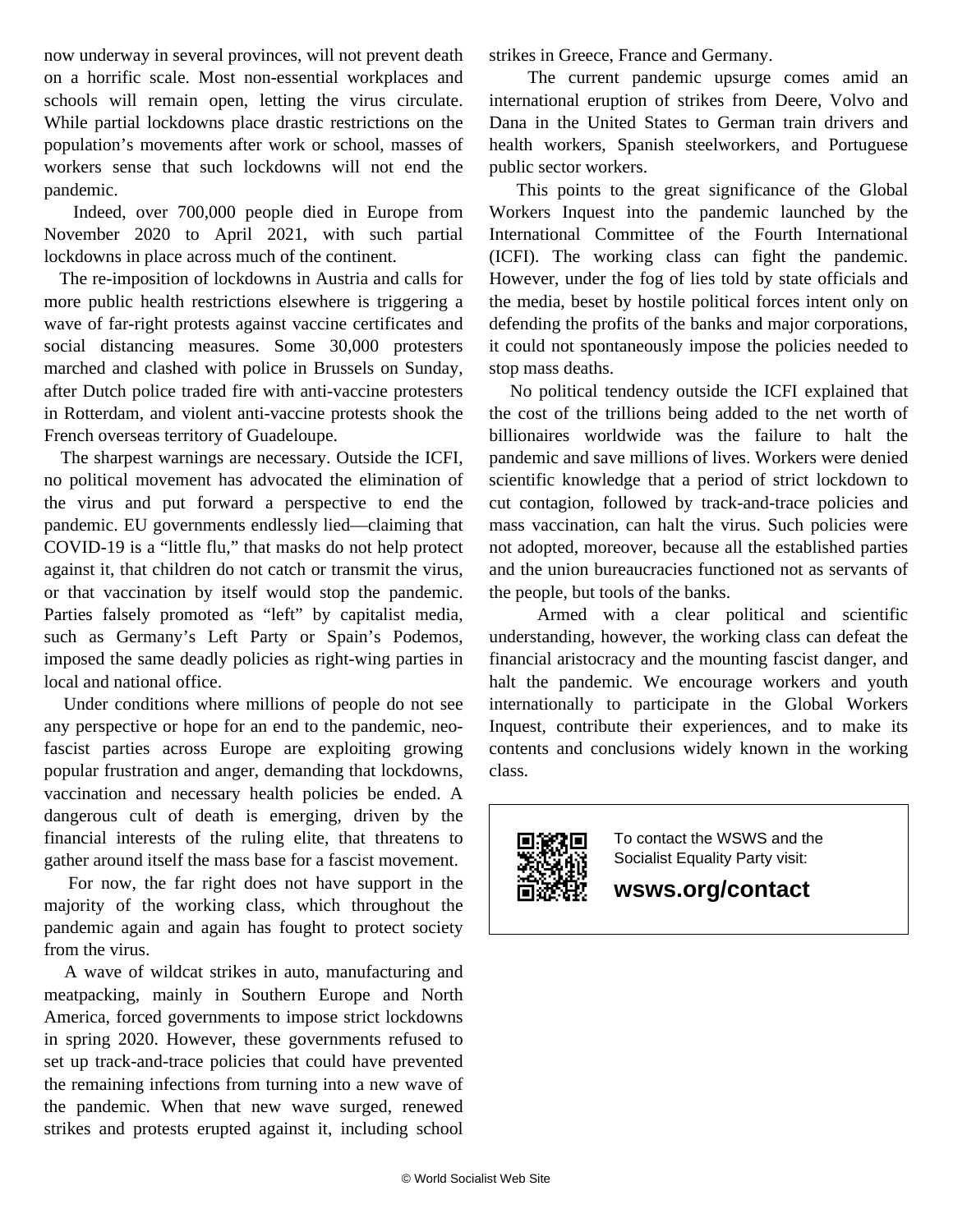now underway in several provinces, will not prevent death on a horrific scale. Most non-essential workplaces and schools will remain open, letting the virus circulate. While partial lockdowns place drastic restrictions on the population's movements after work or school, masses of workers sense that such lockdowns will not end the pandemic.

Indeed, over 700,000 people died in Europe from November 2020 to April 2021, with such partial lockdowns in place across much of the continent.

The re-imposition of lockdowns in Austria and calls for more public health restrictions elsewhere is triggering a wave of far-right protests against vaccine certificates and social distancing measures. Some 30,000 protesters marched and clashed with police in Brussels on Sunday, after Dutch police traded fire with anti-vaccine protesters in Rotterdam, and violent anti-vaccine protests shook the French overseas territory of Guadeloupe.

The sharpest warnings are necessary. Outside the ICFI, no political movement has advocated the elimination of the virus and put forward a perspective to end the pandemic. EU governments endlessly lied—claiming that COVID-19 is a "little flu," that masks do not help protect against it, that children do not catch or transmit the virus, or that vaccination by itself would stop the pandemic. Parties falsely promoted as "left" by capitalist media, such as Germany's Left Party or Spain's Podemos, imposed the same deadly policies as right-wing parties in local and national office.

Under conditions where millions of people do not see any perspective or hope for an end to the pandemic, neo-fascist parties across Europe are exploiting growing popular frustration and anger, demanding that lockdowns, vaccination and necessary health policies be ended. A dangerous cult of death is emerging, driven by the financial interests of the ruling elite, that threatens to gather around itself the mass base for a fascist movement.

For now, the far right does not have support in the majority of the working class, which throughout the pandemic again and again has fought to protect society from the virus.

A wave of wildcat strikes in auto, manufacturing and meatpacking, mainly in Southern Europe and North America, forced governments to impose strict lockdowns in spring 2020. However, these governments refused to set up track-and-trace policies that could have prevented the remaining infections from turning into a new wave of the pandemic. When that new wave surged, renewed strikes and protests erupted against it, including school strikes in Greece, France and Germany.

The current pandemic upsurge comes amid an international eruption of strikes from Deere, Volvo and Dana in the United States to German train drivers and health workers, Spanish steelworkers, and Portuguese public sector workers.

This points to the great significance of the Global Workers Inquest into the pandemic launched by the International Committee of the Fourth International (ICFI). The working class can fight the pandemic. However, under the fog of lies told by state officials and the media, beset by hostile political forces intent only on defending the profits of the banks and major corporations, it could not spontaneously impose the policies needed to stop mass deaths.

No political tendency outside the ICFI explained that the cost of the trillions being added to the net worth of billionaires worldwide was the failure to halt the pandemic and save millions of lives. Workers were denied scientific knowledge that a period of strict lockdown to cut contagion, followed by track-and-trace policies and mass vaccination, can halt the virus. Such policies were not adopted, moreover, because all the established parties and the union bureaucracies functioned not as servants of the people, but tools of the banks.

Armed with a clear political and scientific understanding, however, the working class can defeat the financial aristocracy and the mounting fascist danger, and halt the pandemic. We encourage workers and youth internationally to participate in the Global Workers Inquest, contribute their experiences, and to make its contents and conclusions widely known in the working class.

To contact the WSWS and the Socialist Equality Party visit:

**wsws.org/contact**